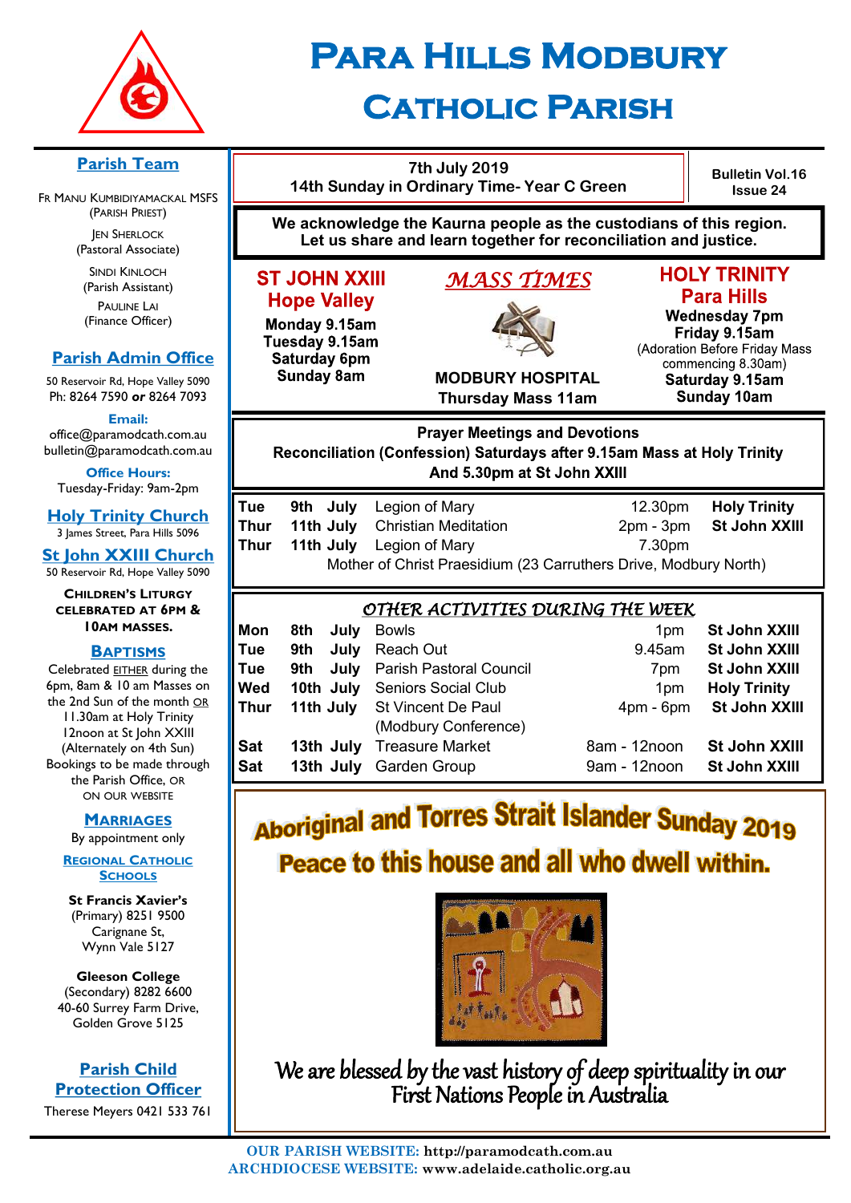# Para Hills Modbury Catholic Parish

7th July 2019
14th Sunday in Ordinary Time- Year C Green

Bulletin Vol.16 Issue 24

**We acknowledge the Kaurna people as the custodians of this region. Let us share and learn together for reconciliation and justice.**

## *MASS TIMES*

**ST JOHN XXIII Hope Valley**
Monday 9.15am
Tuesday 9.15am
Saturday 6pm
Sunday 8am

**MODBURY HOSPITAL**
Thursday Mass 11am

**HOLY TRINITY Para Hills**
Wednesday 7pm
Friday 9.15am
(Adoration Before Friday Mass commencing 8.30am)
Saturday 9.15am
Sunday 10am

## Prayer Meetings and Devotions

**Reconciliation (Confession) Saturdays after 9.15am Mass at Holy Trinity And 5.30pm at St John XXIII**

| | | | | |
|---|---|---|---|---|
| Tue | 9th July | Legion of Mary | 12.30pm | Holy Trinity |
| Thur | 11th July | Christian Meditation | 2pm - 3pm | St John XXIII |
| Thur | 11th July | Legion of Mary | 7.30pm | |

Mother of Christ Praesidium (23 Carruthers Drive, Modbury North)

## *OTHER ACTIVITIES DURING THE WEEK*

| | | | | |
|---|---|---|---|---|
| Mon | 8th July | Bowls | 1pm | St John XXIII |
| Tue | 9th July | Reach Out | 9.45am | St John XXIII |
| Tue | 9th July | Parish Pastoral Council | 7pm | St John XXIII |
| Wed | 10th July | Seniors Social Club | 1pm | Holy Trinity |
| Thur | 11th July | St Vincent De Paul (Modbury Conference) | 4pm - 6pm | St John XXIII |
| Sat | 13th July | Treasure Market | 8am - 12noon | St John XXIII |
| Sat | 13th July | Garden Group | 9am - 12noon | St John XXIII |

## Aboriginal and Torres Strait Islander Sunday 2019

**Peace to this house and all who dwell within.**

*We are blessed by the vast history of deep spirituality in our First Nations People in Australia*

---

### Parish Team

Fr Manu Kumbidiyamackal MSFS (Parish Priest)
Jen Sherlock (Pastoral Associate)
Sindi Kinloch (Parish Assistant)
Pauline Lai (Finance Officer)

### Parish Admin Office

50 Reservoir Rd, Hope Valley 5090
Ph: 8264 7590 **or** 8264 7093

**Email:**
office@paramodcath.com.au
bulletin@paramodcath.com.au

**Office Hours:**
Tuesday-Friday: 9am-2pm

### Holy Trinity Church

3 James Street, Para Hills 5096

### St John XXIII Church

50 Reservoir Rd, Hope Valley 5090

**Children's Liturgy celebrated at 6pm & 10am Masses.**

### Baptisms

Celebrated EITHER during the 6pm, 8am & 10 am Masses on the 2nd Sun of the month OR 11.30am at Holy Trinity 12noon at St John XXIII (Alternately on 4th Sun) Bookings to be made through the Parish Office, or on our website

### Marriages

By appointment only

### Regional Catholic Schools

**St Francis Xavier's**
(Primary) 8251 9500
Carignane St, Wynn Vale 5127

**Gleeson College**
(Secondary) 8282 6600
40-60 Surrey Farm Drive, Golden Grove 5125

### Parish Child Protection Officer

Therese Meyers 0421 533 761

---

**OUR PARISH WEBSITE:** http://paramodcath.com.au
**ARCHDIOCESE WEBSITE:** www.adelaide.catholic.org.au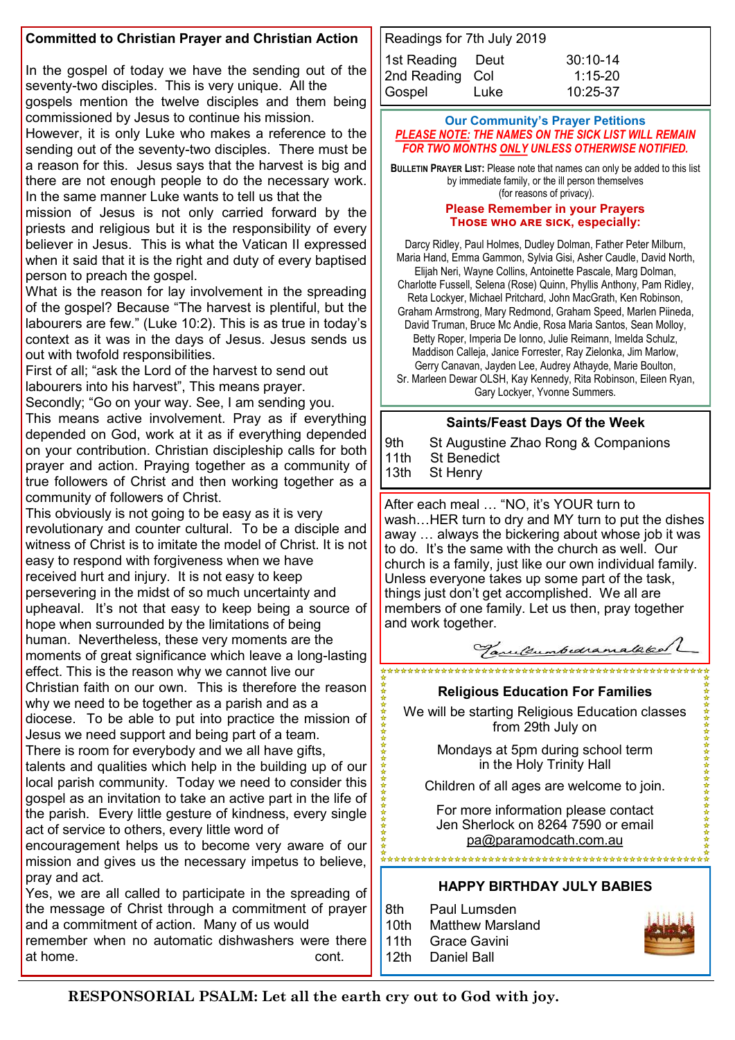## Committed to Christian Prayer and Christian Action

In the gospel of today we have the sending out of the seventy-two disciples. This is very unique. All the gospels mention the twelve disciples and them being commissioned by Jesus to continue his mission. However, it is only Luke who makes a reference to the sending out of the seventy-two disciples. There must be a reason for this. Jesus says that the harvest is big and there are not enough people to do the necessary work. In the same manner Luke wants to tell us that the mission of Jesus is not only carried forward by the priests and religious but it is the responsibility of every believer in Jesus. This is what the Vatican II expressed when it said that it is the right and duty of every baptised person to preach the gospel.

What is the reason for lay involvement in the spreading of the gospel? Because "The harvest is plentiful, but the labourers are few." (Luke 10:2). This is as true in today's context as it was in the days of Jesus. Jesus sends us out with twofold responsibilities.

First of all; "ask the Lord of the harvest to send out labourers into his harvest", This means prayer.

Secondly; "Go on your way. See, I am sending you.

This means active involvement. Pray as if everything depended on God, work at it as if everything depended on your contribution. Christian discipleship calls for both prayer and action. Praying together as a community of true followers of Christ and then working together as a community of followers of Christ.

This obviously is not going to be easy as it is very revolutionary and counter cultural. To be a disciple and witness of Christ is to imitate the model of Christ. It is not easy to respond with forgiveness when we have received hurt and injury. It is not easy to keep persevering in the midst of so much uncertainty and upheaval. It's not that easy to keep being a source of hope when surrounded by the limitations of being human. Nevertheless, these very moments are the moments of great significance which leave a long-lasting effect. This is the reason why we cannot live our Christian faith on our own. This is therefore the reason why we need to be together as a parish and as a diocese. To be able to put into practice the mission of Jesus we need support and being part of a team.

There is room for everybody and we all have gifts, talents and qualities which help in the building up of our local parish community. Today we need to consider this gospel as an invitation to take an active part in the life of the parish. Every little gesture of kindness, every single act of service to others, every little word of encouragement helps us to become very aware of our mission and gives us the necessary impetus to believe, pray and act.

Yes, we are all called to participate in the spreading of the message of Christ through a commitment of prayer and a commitment of action. Many of us would remember when no automatic dishwashers were there at home. cont.

After each meal … "NO, it's YOUR turn to wash…HER turn to dry and MY turn to put the dishes away … always the bickering about whose job it was to do. It's the same with the church as well. Our church is a family, just like our own individual family. Unless everyone takes up some part of the task, things just don't get accomplished. We all are members of one family. Let us then, pray together and work together.

*(signature)*

### Readings for 7th July 2019

| | | |
|---|---|---|
| 1st Reading | Deut | 30:10-14 |
| 2nd Reading | Col | 1:15-20 |
| Gospel | Luke | 10:25-37 |

### Our Community's Prayer Petitions

***PLEASE NOTE: THE NAMES ON THE SICK LIST WILL REMAIN FOR TWO MONTHS ONLY UNLESS OTHERWISE NOTIFIED.***

**BULLETIN PRAYER LIST:** Please note that names can only be added to this list by immediate family, or the ill person themselves (for reasons of privacy).

**Please Remember in your Prayers**
**THOSE WHO ARE SICK, especially:**

Darcy Ridley, Paul Holmes, Dudley Dolman, Father Peter Milburn, Maria Hand, Emma Gammon, Sylvia Gisi, Asher Caudle, David North, Elijah Neri, Wayne Collins, Antoinette Pascale, Marg Dolman, Charlotte Fussell, Selena (Rose) Quinn, Phyllis Anthony, Pam Ridley, Reta Lockyer, Michael Pritchard, John MacGrath, Ken Robinson, Graham Armstrong, Mary Redmond, Graham Speed, Marlen Piineda, David Truman, Bruce Mc Andie, Rosa Maria Santos, Sean Molloy, Betty Roper, Imperia De Ionno, Julie Reimann, Imelda Schulz, Maddison Calleja, Janice Forrester, Ray Zielonka, Jim Marlow, Gerry Canavan, Jayden Lee, Audrey Athayde, Marie Boulton, Sr. Marleen Dewar OLSH, Kay Kennedy, Rita Robinson, Eileen Ryan, Gary Lockyer, Yvonne Summers.

### Saints/Feast Days Of the Week

| | |
|---|---|
| 9th | St Augustine Zhao Rong & Companions |
| 11th | St Benedict |
| 13th | St Henry |

### Religious Education For Families

We will be starting Religious Education classes from 29th July on

Mondays at 5pm during school term in the Holy Trinity Hall

Children of all ages are welcome to join.

For more information please contact Jen Sherlock on 8264 7590 or email pa@paramodcath.com.au

### HAPPY BIRTHDAY JULY BABIES

| | |
|---|---|
| 8th | Paul Lumsden |
| 10th | Matthew Marsland |
| 11th | Grace Gavini |
| 12th | Daniel Ball |

**RESPONSORIAL PSALM: Let all the earth cry out to God with joy.**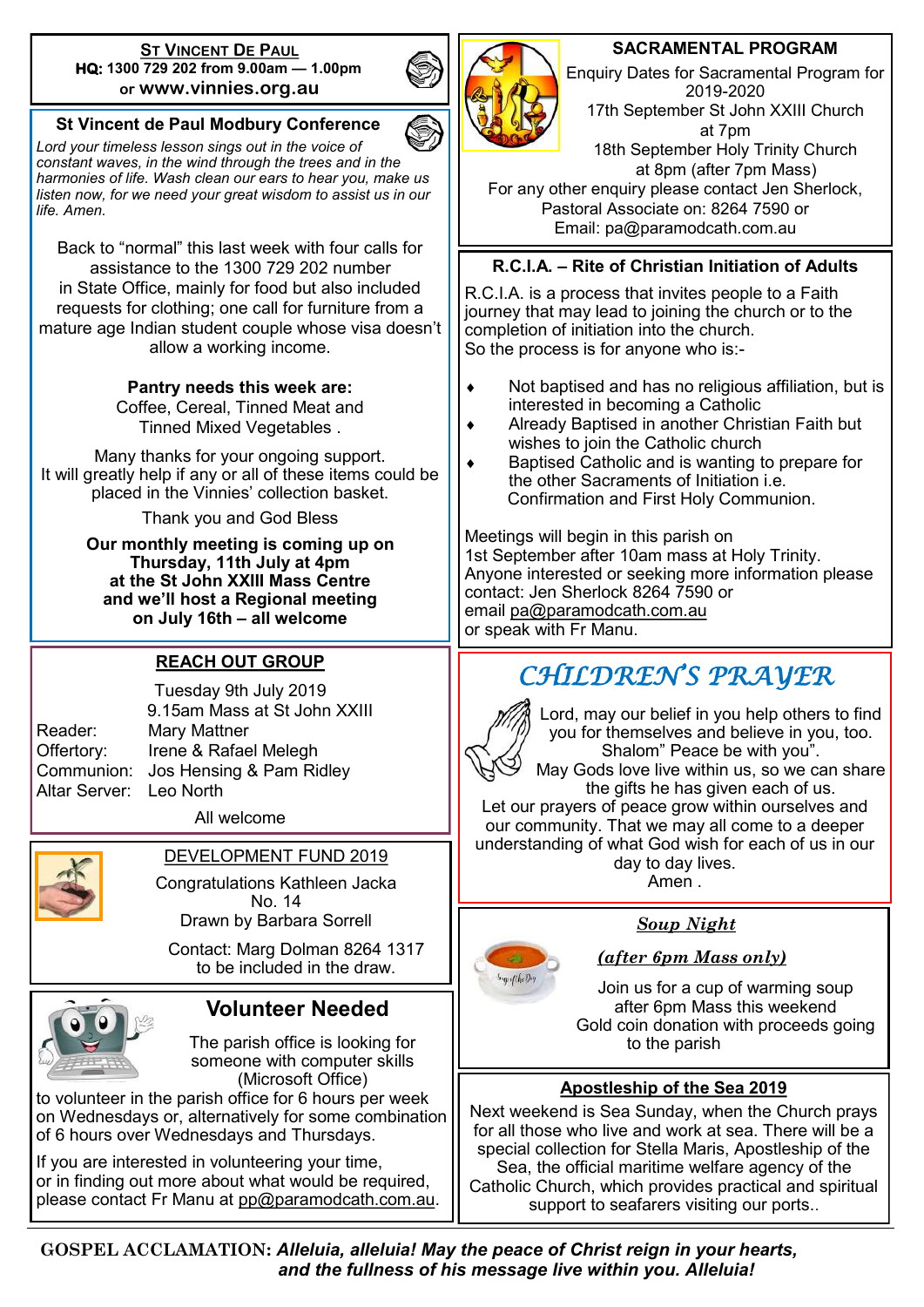## ST VINCENT DE PAUL

**HQ: 1300 729 202 from 9.00am — 1.00pm**
or **www.vinnies.org.au**

## St Vincent de Paul Modbury Conference

*Lord your timeless lesson sings out in the voice of constant waves, in the wind through the trees and in the harmonies of life. Wash clean our ears to hear you, make us listen now, for we need your great wisdom to assist us in our life. Amen.*

Back to "normal" this last week with four calls for assistance to the 1300 729 202 number in State Office, mainly for food but also included requests for clothing; one call for furniture from a mature age Indian student couple whose visa doesn't allow a working income.

**Pantry needs this week are:**
Coffee, Cereal, Tinned Meat and Tinned Mixed Vegetables .

Many thanks for your ongoing support.
It will greatly help if any or all of these items could be placed in the Vinnies' collection basket.

Thank you and God Bless

**Our monthly meeting is coming up on Thursday, 11th July at 4pm at the St John XXIII Mass Centre and we'll host a Regional meeting on July 16th – all welcome**

## REACH OUT GROUP

Tuesday 9th July 2019
9.15am Mass at St John XXIII

| | |
|---|---|
| Reader: | Mary Mattner |
| Offertory: | Irene & Rafael Melegh |
| Communion: | Jos Hensing & Pam Ridley |
| Altar Server: | Leo North |

All welcome

## DEVELOPMENT FUND 2019

Congratulations Kathleen Jacka
No. 14
Drawn by Barbara Sorrell

Contact: Marg Dolman 8264 1317 to be included in the draw.

## Volunteer Needed

The parish office is looking for someone with computer skills (Microsoft Office) to volunteer in the parish office for 6 hours per week on Wednesdays or, alternatively for some combination of 6 hours over Wednesdays and Thursdays.

If you are interested in volunteering your time, or in finding out more about what would be required, please contact Fr Manu at pp@paramodcath.com.au.

## SACRAMENTAL PROGRAM

Enquiry Dates for Sacramental Program for 2019-2020
17th September St John XXIII Church at 7pm
18th September Holy Trinity Church at 8pm (after 7pm Mass)
For any other enquiry please contact Jen Sherlock, Pastoral Associate on: 8264 7590 or
Email: pa@paramodcath.com.au

## R.C.I.A. – Rite of Christian Initiation of Adults

R.C.I.A. is a process that invites people to a Faith journey that may lead to joining the church or to the completion of initiation into the church.
So the process is for anyone who is:-

- Not baptised and has no religious affiliation, but is interested in becoming a Catholic
- Already Baptised in another Christian Faith but wishes to join the Catholic church
- Baptised Catholic and is wanting to prepare for the other Sacraments of Initiation i.e. Confirmation and First Holy Communion.

Meetings will begin in this parish on 1st September after 10am mass at Holy Trinity.
Anyone interested or seeking more information please contact: Jen Sherlock 8264 7590 or
email pa@paramodcath.com.au
or speak with Fr Manu.

## CHILDREN'S PRAYER

Lord, may our belief in you help others to find you for themselves and believe in you, too.
Shalom" Peace be with you".
May Gods love live within us, so we can share the gifts he has given each of us.
Let our prayers of peace grow within ourselves and our community. That we may all come to a deeper understanding of what God wish for each of us in our day to day lives.
Amen .

## *Soup Night*

***(after 6pm Mass only)***

Join us for a cup of warming soup after 6pm Mass this weekend
Gold coin donation with proceeds going to the parish

## Apostleship of the Sea 2019

Next weekend is Sea Sunday, when the Church prays for all those who live and work at sea. There will be a special collection for Stella Maris, Apostleship of the Sea, the official maritime welfare agency of the Catholic Church, which provides practical and spiritual support to seafarers visiting our ports..

**GOSPEL ACCLAMATION:** ***Alleluia, alleluia! May the peace of Christ reign in your hearts, and the fullness of his message live within you. Alleluia!***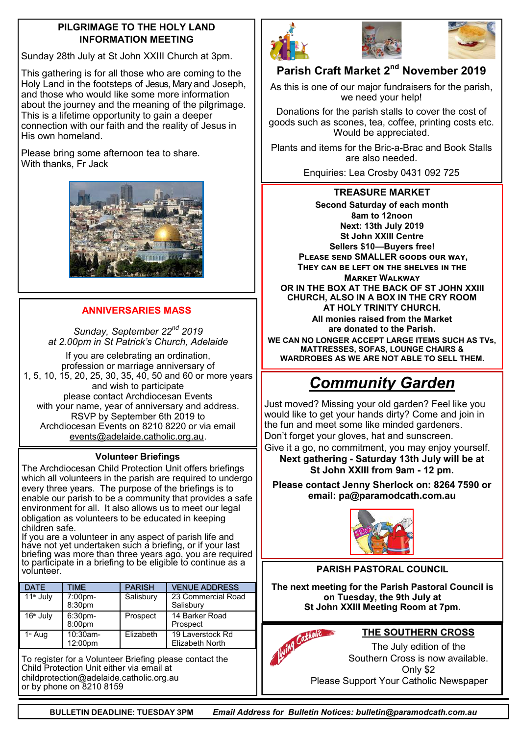## PILGRIMAGE TO THE HOLY LAND INFORMATION MEETING

Sunday 28th July at St John XXIII Church at 3pm.

This gathering is for all those who are coming to the Holy Land in the footsteps of Jesus, Mary and Joseph, and those who would like some more information about the journey and the meaning of the pilgrimage. This is a lifetime opportunity to gain a deeper connection with our faith and the reality of Jesus in His own homeland.

Please bring some afternoon tea to share.
With thanks, Fr Jack

## ANNIVERSARIES MASS

*Sunday, September 22nd 2019*
*at 2.00pm in St Patrick's Church, Adelaide*

If you are celebrating an ordination, profession or marriage anniversary of 1, 5, 10, 15, 20, 25, 30, 35, 40, 50 and 60 or more years and wish to participate please contact Archdiocesan Events with your name, year of anniversary and address.
RSVP by September 6th 2019 to Archdiocesan Events on 8210 8220 or via email events@adelaide.catholic.org.au.

## Volunteer Briefings

The Archdiocesan Child Protection Unit offers briefings which all volunteers in the parish are required to undergo every three years. The purpose of the briefings is to enable our parish to be a community that provides a safe environment for all. It also allows us to meet our legal obligation as volunteers to be educated in keeping children safe.
If you are a volunteer in any aspect of parish life and have not yet undertaken such a briefing, or if your last briefing was more than three years ago, you are required to participate in a briefing to be eligible to continue as a volunteer.

| DATE | TIME | PARISH | VENUE ADDRESS |
|---|---|---|---|
| 11th July | 7:00pm-8:30pm | Salisbury | 23 Commercial Road Salisbury |
| 16th July | 6:30pm-8:00pm | Prospect | 14 Barker Road Prospect |
| 1st Aug | 10:30am-12:00pm | Elizabeth | 19 Laverstock Rd Elizabeth North |

To register for a Volunteer Briefing please contact the Child Protection Unit either via email at childprotection@adelaide.catholic.org.au or by phone on 8210 8159

## Parish Craft Market 2nd November 2019

As this is one of our major fundraisers for the parish, we need your help!

Donations for the parish stalls to cover the cost of goods such as scones, tea, coffee, printing costs etc. Would be appreciated.

Plants and items for the Bric-a-Brac and Book Stalls are also needed.

Enquiries: Lea Crosby 0431 092 725

## TREASURE MARKET

**Second Saturday of each month**
**8am to 12noon**
**Next: 13th July 2019**
**St John XXIII Centre**
**Sellers $10—Buyers free!**

**PLEASE SEND SMALLER GOODS OUR WAY, THEY CAN BE LEFT ON THE SHELVES IN THE MARKET WALKWAY OR IN THE BOX AT THE BACK OF ST JOHN XXIII CHURCH, ALSO IN A BOX IN THE CRY ROOM AT HOLY TRINITY CHURCH.**

**All monies raised from the Market are donated to the Parish.**

**WE CAN NO LONGER ACCEPT LARGE ITEMS SUCH AS TVs, MATTRESSES, SOFAS, LOUNGE CHAIRS & WARDROBES AS WE ARE NOT ABLE TO SELL THEM.**

## *Community Garden*

Just moved? Missing your old garden? Feel like you would like to get your hands dirty? Come and join in the fun and meet some like minded gardeners.
Don't forget your gloves, hat and sunscreen.
Give it a go, no commitment, you may enjoy yourself.

**Next gathering - Saturday 13th July will be at St John XXIII from 9am - 12 pm.**

**Please contact Jenny Sherlock on: 8264 7590 or email: pa@paramodcath.com.au**

## PARISH PASTORAL COUNCIL

**The next meeting for the Parish Pastoral Council is on Tuesday, the 9th July at St John XXIII Meeting Room at 7pm.**

## THE SOUTHERN CROSS

Living Catholic

The July edition of the Southern Cross is now available.
Only $2
Please Support Your Catholic Newspaper

**BULLETIN DEADLINE: TUESDAY 3PM** ***Email Address for Bulletin Notices: bulletin@paramodcath.com.au***